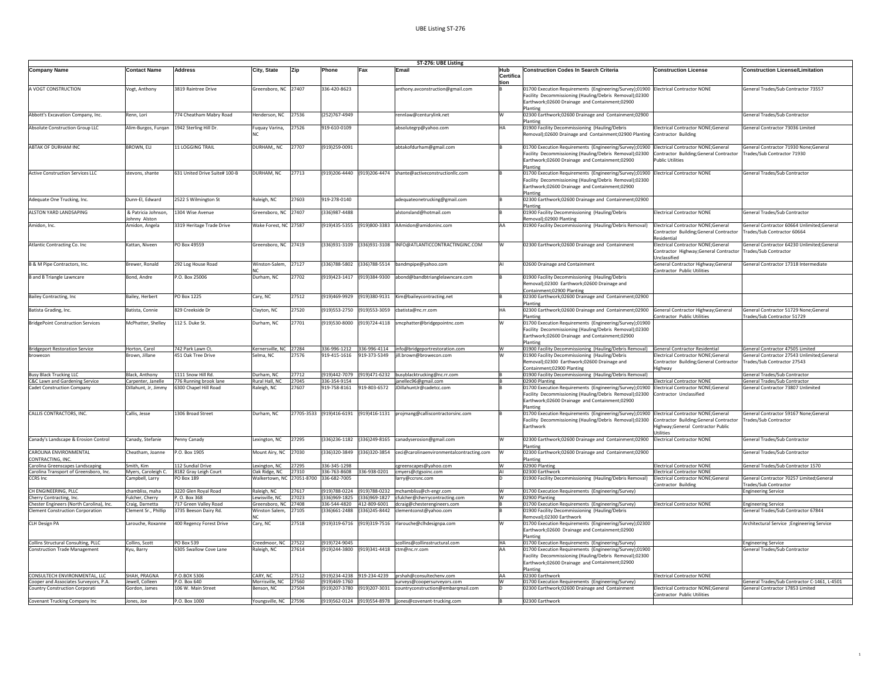# ST-276: UBE Listing

| Company Name | Contact Name | Address | City, State | Zip | Phone | Fax | Email | Hub Certification | Construction Codes In Search Criteria | Construction License | Construction License/Limitation |
|---|---|---|---|---|---|---|---|---|---|---|---|
| A VOGT CONSTRUCTION | Vogt, Anthony | 3819 Raintree Drive | Greensboro, NC | 27407 | 336-420-8623 | | anthony.avconstruction@gmail.com | B | 01700 Execution Requirements (Engineering/Survey);01900 Facility Decommissioning (Hauling/Debris Removal);02300 Earthwork;02600 Drainage and Containment;02900 Planting | Electrical Contractor NONE | General Trades/Sub Contractor 73557 |
| Abbott's Excavation Company, Inc. | Renn, Lori | 774 Cheatham Mabry Road | Henderson, NC | 27536 | (252)767-4949 | | rennlaw@centurylink.net | W | 02300 Earthwork;02600 Drainage and Containment;02900 Planting | | General Trades/Sub Contractor |
| Absolute Construction Group LLC | Alim-Burgos, Furqan | 1942 Sterling Hill Dr. | Fuquay Varina, NC | 27526 | 919-610-0109 | | absolutegrp@yahoo.com | HA | 01900 Facility Decommissioning (Hauling/Debris Removal);02600 Drainage and Containment;02900 Planting | Electrical Contractor NONE;General Contractor Building | General Contractor 73036 Limited |
| ABTAK OF DURHAM INC | BROWN, ELI | 11 LOGGING TRAIL | DURHAM,, NC | 27707 | (919)259-0091 | | abtakofdurham@gmail.com | B | 01700 Execution Requirements (Engineering/Survey);01900 Facility Decommissioning (Hauling/Debris Removal);02300 Earthwork;02600 Drainage and Containment;02900 Planting | Electrical Contractor NONE;General Contractor Building;General Contractor Public Utilities | General Contractor 71930 None;General Trades/Sub Contractor 71930 |
| Active Construction Services LLC | stevons, shante | 631 United Drive Suite# 100-B | DURHAM, NC | 27713 | (919)206-4440 | (919)206-4474 | shante@activeconstructionllc.com | B | 01700 Execution Requirements (Engineering/Survey);01900 Facility Decommissioning (Hauling/Debris Removal);02300 Earthwork;02600 Drainage and Containment;02900 Planting | Electrical Contractor NONE | General Trades/Sub Contractor |
| Adequate One Trucking, Inc. | Dunn-El, Edward | 2522 S Wilmington St | Raleigh, NC | 27603 | 919-278-0140 | | adequateonetrucking@gmail.com | B | 02300 Earthwork;02600 Drainage and Containment;02900 Planting | | |
| ALSTON YARD LANDSAPING | & Patricia Johnson, Johnny Alston | 1304 Wise Avenue | Greensboro, NC | 27407 | (336)987-4488 | | alstonsland@hotmail.com | B | 01900 Facility Decommissioning (Hauling/Debris Removal);02900 Planting | Electrical Contractor NONE | General Trades/Sub Contractor |
| Amidon, Inc. | Amidon, Angela | 3319 Heritage Trade Drive | Wake Forest, NC | 27587 | (919)435-5355 | (919)800-3383 | AAmidon@amidoninc.com | AA | 01900 Facility Decommissioning (Hauling/Debris Removal) | Electrical Contractor NONE;General Contractor Building;General Contractor Residential | General Contractor 60664 Unlimited;General Trades/Sub Contractor 60664 |
| Atlantic Contracting Co. Inc | Kattan, Niveen | PO Box 49559 | Greensboro, NC | 27419 | (336)931-3109 | (336)931-3108 | INFO@ATLANTICCONTRACTINGINC.COM | W | 02300 Earthwork;02600 Drainage and Containment | Electrical Contractor NONE;General Contractor Highway;General Contractor Unclassified | General Contractor 64230 Unlimited;General Trades/Sub Contractor |
| B & M Pipe Contractors, Inc. | Brewer, Ronald | 292 Log House Road | Winston-Salem, NC | 27127 | (336)788-5802 | (336)788-5514 | bandmpipe@yahoo.com | AI | 02600 Drainage and Containment | General Contractor Highway;General Contractor Public Utilities | General Contractor 17318 Intermediate |
| B and B Triangle Lawncare | Bond, Andre | P.O. Box 25006 | Durham, NC | 27702 | (919)423-1417 | (919)384-9300 | abond@bandbtrianglelawncare.com | B | 01900 Facility Decommissioning (Hauling/Debris Removal);02300 Earthwork;02600 Drainage and Containment;02900 Planting | | |
| Bailey Contracting, Inc | Bailey, Herbert | PO Box 1225 | Cary, NC | 27512 | (919)469-9929 | (919)380-9131 | Kim@baileycontracting.net | B | 02300 Earthwork;02600 Drainage and Containment;02900 Planting | | |
| Batista Grading, Inc. | Batista, Connie | 829 Creekside Dr | Clayton, NC | 27520 | (919)553-2750 | (919)553-3059 | cbatista@nc.rr.com | HA | 02300 Earthwork;02600 Drainage and Containment;02900 Planting | General Contractor Highway;General Contractor Public Utilities | General Contractor 51729 None;General Trades/Sub Contractor 51729 |
| BridgePoint Construction Services | McPhatter, Shelley | 112 S. Duke St. | Durham, NC | 27701 | (919)530-8000 | (919)724-4118 | smcphatter@bridgepointnc.com | W | 01700 Execution Requirements (Engineering/Survey);01900 Facility Decommissioning (Hauling/Debris Removal);02300 Earthwork;02600 Drainage and Containment;02900 Planting | | |
| Bridgeport Restoration Service | Horton, Carol | 742 Park Lawn Ct. | Kernersville, NC | 27284 | 336-996-1212 | 336-996-4114 | info@bridgeportrestoration.com | W | 01900 Facility Decommissioning (Hauling/Debris Removal) | General Contractor Residential | General Contractor 47505 Limited |
| browecon | Brown, Jillane | 451 Oak Tree Drive | Selma, NC | 27576 | 919-415-1616 | 919-373-5349 | jill.brown@browecon.com | W | 01900 Facility Decommissioning (Hauling/Debris Removal);02300 Earthwork;02600 Drainage and Containment;02900 Planting | Electrical Contractor NONE;General Contractor Building;General Contractor Highway | General Contractor 27543 Unlimited;General Trades/Sub Contractor 27543 |
| Busy Black Trucking LLC | Black, Anthony | 1111 Snow Hill Rd. | Durham, NC | 27712 | (919)442-7079 | (919)471-6232 | busyblacktrucking@nc.rr.com | B | 01900 Facility Decommissioning (Hauling/Debris Removal) | | General Trades/Sub Contractor |
| C&C Lawn and Gardening Service | Carpenter, Janelle | 776 Running brook lane | Rural Hall, NC | 27045 | 336-354-9154 | | janellec96@gmail.com | B | 02900 Planting | Electrical Contractor NONE | General Trades/Sub Contractor |
| Cadet Construction Company | Dillahunt, Jr, Jimmy | 6300 Chapel Hill Road | Raleigh, NC | 27607 | 919-758-8161 | 919-803-6572 | JDillahuntJr@cadetcc.com | B | 01700 Execution Requirements (Engineering/Survey);01900 Facility Decommissioning (Hauling/Debris Removal);02300 Earthwork;02600 Drainage and Containment;02900 Planting | Electrical Contractor NONE;General Contractor Unclassified | General Contractor 73807 Unlimited |
| CALLIS CONTRACTORS, INC. | Callis, Jesse | 1306 Broad Street | Durham, NC | 27705-3533 | (919)416-6191 | (919)416-1131 | projmang@calliscontractorsinc.com | B | 01700 Execution Requirements (Engineering/Survey);01900 Facility Decommissioning (Hauling/Debris Removal);02300 Earthwork | Electrical Contractor NONE;General Contractor Building;General Contractor Highway;General Contractor Public Utilities | General Contractor 59167 None;General Trades/Sub Contractor |
| Canady's Landscape & Erosion Control | Canady, Stefanie | Penny Canady | Lexington, NC | 27295 | (336)236-1182 | (336)249-8165 | canadyserosion@gmail.com | W | 02300 Earthwork;02600 Drainage and Containment;02900 Planting | Electrical Contractor NONE | General Trades/Sub Contractor |
| CAROLINA ENVIRONMENTAL CONTRACTING, INC. | Cheatham, Joanne | P.O. Box 1905 | Mount Airy, NC | 27030 | (336)320-3849 | (336)320-3854 | ceci@carolinaenvironmentalcontracting.com | W | 02300 Earthwork;02600 Drainage and Containment;02900 Planting | | General Trades/Sub Contractor |
| Carolina Greenscapes Landscaping | Smith, Kim | 112 Sundial Drive | Lexington, NC | 27295 | 336-345-1298 | | cgreenscapes@yahoo.com | W | 02900 Planting | Electrical Contractor NONE | General Trades/Sub Contractor 1570 |
| Carolina Transport of Greensboro, Inc. | Myers, Caroleigh C. | 8182 Gray Leigh Court | Oak Ridge, NC | 27310 | 336-763-8608 | 336-938-0201 | cmyers@ctgsoinc.com | AI | 02300 Earthwork | Electrical Contractor NONE | |
| CCRS Inc | Campbell, Larry | PO Box 189 | Walkertown, NC | 27051-8700 | 336-682-7005 | | larry@ccrsnc.com | D | 01900 Facility Decommissioning (Hauling/Debris Removal) | Electrical Contractor NONE;General Contractor Building | General Contractor 70257 Limited;General Trades/Sub Contractor |
| CH ENGINEERING, PLLC | chambliss, maha | 3220 Glen Royal Road | Raleigh, NC | 27617 | (919)788-0224 | (919)788-0232 | mchambliss@ch-engr.com | W | 01700 Execution Requirements (Engineering/Survey) | | Engineering Service |
| Cherry Contracting, Inc. | Fulcher, Cherry | P. O. Box 368 | Lewisville, NC | 27023 | (336)969-1825 | (336)969-1827 | cfulcher@cherrycontracting.com | W | 02900 Planting | | |
| Chester Engineers (North Carolina), Inc. | Craig, Darnetta | 717 Green Valley Road | Greensboro, NC | 27408 | 336-544-4820 | 412-809-6001 | dcraig@chesterengineers.com | B | 01700 Execution Requirements (Engineering/Survey) | Electrical Contractor NONE | Engineering Service |
| Clement Construction Corporation | Clement Sr., Phillip | 3735 Beeson Dairy Rd. | Winston Salem, NC | 27105 | (336)661-2488 | (336)245-8442 | clementconst@yahoo.com | B | 01900 Facility Decommissioning (Hauling/Debris Removal);02300 Earthwork | | General Trades/Sub Contractor 67844 |
| CLH Design PA | Larouche, Roxanne | 400 Regency Forest Drive | Cary, NC | 27518 | (919)319-6716 | (919)319-7516 | rlarouche@clhdesignpa.com | W | 01700 Execution Requirements (Engineering/Survey);02300 Earthwork;02600 Drainage and Containment;02900 Planting | | Architectural Service ;Engineering Service |
| Collins Structural Consulting, PLLC | Collins, Scott | PO Box 539 | Creedmoor, NC | 27522 | (919)724-9045 | | scollins@collinsstructural.com | HA | 01700 Execution Requirements (Engineering/Survey) | | Engineering Service |
| Construction Trade Management | Kyu, Barry | 6305 Swallow Cove Lane | Raleigh, NC | 27614 | (919)244-3800 | (919)341-4418 | ctm@nc.rr.com | AA | 01700 Execution Requirements (Engineering/Survey);01900 Facility Decommissioning (Hauling/Debris Removal);02300 Earthwork;02600 Drainage and Containment;02900 Planting | | General Trades/Sub Contractor |
| CONSULTECH ENVIRONMENTAL, LLC | SHAH, PRAGNA | P.O.BOX 5306 | CARY, NC | 27512 | (919)234-4238 | 919-234-4239 | prshah@consultechenv.com | AA | 02300 Earthwork | Electrical Contractor NONE | |
| Cooper and Associates Surveyors, P.A. | Jewell, Colleen | P.O. Box 640 | Morrisville, NC | 27560 | (919)469-1760 | | surveys@coopersurveyors.com | W | 01700 Execution Requirements (Engineering/Survey) | | General Trades/Sub Contractor C-1461, L-4501 |
| Country Construction Corporati | Gordon, James | 106 W. Main Street | Benson, NC | 27504 | (919)207-3780 | (919)207-3031 | countryconstruction@embarqmail.com | D | 02300 Earthwork;02600 Drainage and Containment | Electrical Contractor NONE;General Contractor Public Utilities | General Contractor 17853 Limited |
| Covenant Trucking Company Inc | Jones, Joe | P.O. Box 1000 | Youngsville, NC | 27596 | (919)562-0124 | (919)554-8978 | jjones@covenant-trucking.com | B | 02300 Earthwork | | |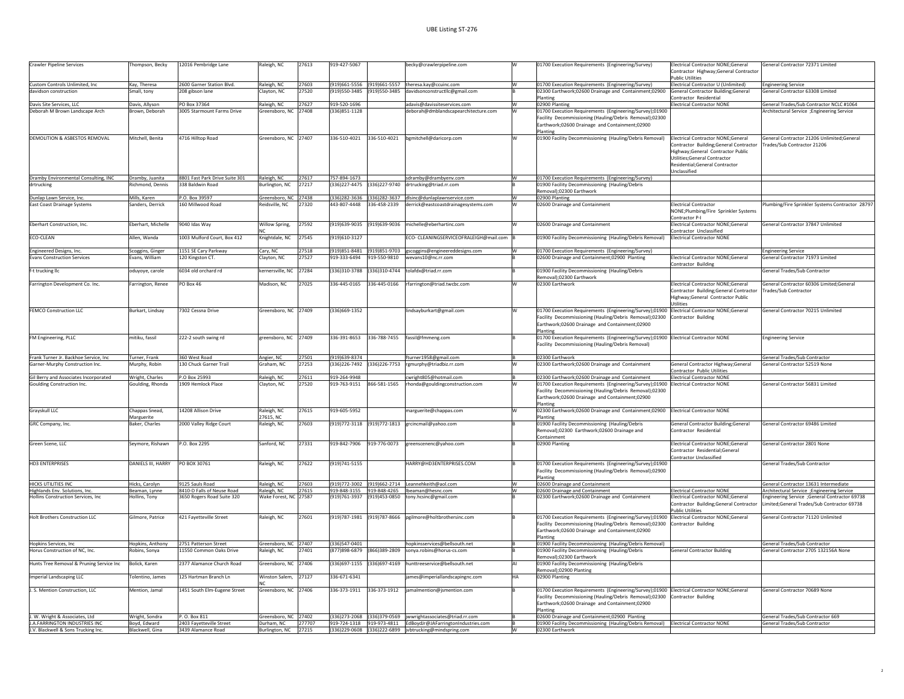# UBE Listing ST-276

| | | | | | | | | | | | |
|---|---|---|---|---|---|---|---|---|---|---|---|
| Crawler Pipeline Services | Thompson, Becky | 12016 Pembridge Lane | Raleigh, NC | 27613 | 919-427-5067 | | becky@crawlerpipeline.com | W | 01700 Execution Requirements (Engineering/Survey) | Electrical Contractor NONE;General Contractor Highway;General Contractor Public Utilities | General Contractor 72371 Limited |
| Custom Controls Unlimited, Inc | Kay, Theresa | 2600 Garner Station Blvd. | Raleigh, NC | 27603 | (919)661-5556 | (919)661-5557 | theresa.kay@ccuinc.com | W | 01700 Execution Requirements (Engineering/Survey) | Electrical Contractor U (Unlimited) | Engineering Service |
| davidson construction | Small, tony | 208 gibson lane | Clayton, NC | 27520 | (919)550-3485 | (919)550-3485 | davidsonconstructllc@gmail.com | B | 02300 Earthwork;02600 Drainage and Containment;02900 Planting | General Contractor Building;General Contractor Residential | General Contractor 63308 Limited |
| Davis Site Services, LLC | Davis, Allyson | PO Box 37364 | Raleigh, NC | 27627 | 919-520-1696 | | adavis@davissiteservices.com | W | 02900 Planting | Electrical Contractor NONE | General Trades/Sub Contractor NCLC #1064 |
| Deborah M Brown Landscape Arch | Brown, Deborah | 3005 Starmount Farms Drive | Greensboro, NC | 27408 | (336)851-1128 | | deborah@dmblandscapearchitecture.com | W | 01700 Execution Requirements (Engineering/Survey);01900 Facility Decommissioning (Hauling/Debris Removal);02300 Earthwork;02600 Drainage and Containment;02900 Planting | | Architectural Service ;Engineering Service |
| DEMOLITION & ASBESTOS REMOVAL | Mitchell, Benita | 4716 Hilltop Road | Greensboro, NC | 27407 | 336-510-4021 | 336-510-4021 | bgmitchell@daricorp.com | W | 01900 Facility Decommissioning (Hauling/Debris Removal) | Electrical Contractor NONE;General Contractor Building;General Contractor Highway;General Contractor Public Utilities;General Contractor Residential;General Contractor Unclassified | General Contractor 21206 Unlimited;General Trades/Sub Contractor 21206 |
| Dramby Environmental Consulting, INC | Dramby, Juanita | 8801 Fast Park Drive Suite 301 | Raleigh, NC | 27617 | 757-894-1673 | | sdramby@drambyenv.com | W | 01700 Execution Requirements (Engineering/Survey) | | |
| drtrucking | Richmond, Dennis | 338 Baldwin Road | Burlington, NC | 27217 | (336)227-4475 | (336)227-9740 | drtrucking@triad.rr.com | B | 01900 Facility Decommissioning (Hauling/Debris Removal);02300 Earthwork | | |
| Dunlap Lawn Service, Inc. | Mills, Karen | P.O. Box 39597 | Greensboro, NC | 27438 | (336)282-3636 | (336)282-3637 | dlsinc@dunlaplawnservice.com | W | 02900 Planting | | |
| East Coast Drainage Systems | Sanders, Derrick | 160 Millwood Road | Reidsville, NC | 27320 | 443-807-4448 | 336-458-2339 | derrick@eastcoastdrainagesystems.com | W | 02600 Drainage and Containment | Electrical Contractor NONE;Plumbing/Fire Sprinkler Systems Contractor P-I | Plumbing/Fire Sprinkler Systems Contractor 28797 |
| Eberhart Construction, Inc. | Eberhart, Michelle | 9040 Idas Way | Willow Spring, NC | 27592 | (919)639-9035 | (919)639-9036 | michelle@eberhartinc.com | W | 02600 Drainage and Containment | Electrical Contractor NONE;General Contractor Unclassified | General Contractor 37847 Unlimited |
| ECO-CLEAN | Allen, Wanda | 1003 Mulford Court, Box 412 | Knightdale, NC | 27545 | (919)610-3127 | | ECO- CLEANINGSERVICEOFRALEIGH@mail.com | B | 01900 Facility Decommissioning (Hauling/Debris Removal) | Electrical Contractor NONE | |
| Engineered Designs, Inc. | Scoggins, Ginger | 1151 SE Cary Parkway | Cary, NC | 27518 | (919)851-8481 | (919)851-9703 | gscoggins@engineereddesigns.com | W | 01700 Execution Requirements (Engineering/Survey) | | Engineering Service |
| Evans Construction Services | Evans, William | 120 Kingston CT. | Clayton, NC | 27527 | 919-333-6494 | 919-550-9810 | wevans10@nc.rr.com | B | 02600 Drainage and Containment;02900 Planting | Electrical Contractor NONE;General Contractor Building | General Contractor 71973 Limited |
| f-t trucking llc | oduyoye, carole | 6034 old orchard rd | kernersville, NC | 27284 | (336)310-3788 | (336)310-4744 | tolafdx@triad.rr.com | B | 01900 Facility Decommissioning (Hauling/Debris Removal);02300 Earthwork | | General Trades/Sub Contractor |
| Farrington Development Co. Inc. | Farrington, Renee | PO Box 46 | Madison, NC | 27025 | 336-445-0165 | 336-445-0166 | rfarrington@triad.twcbc.com | W | 02300 Earthwork | Electrical Contractor NONE;General Contractor Building;General Contractor Highway;General Contractor Public Utilities | General Contractor 60306 Limited;General Trades/Sub Contractor |
| FEMCO Construction LLC | Burkart, Lindsay | 7302 Cessna Drive | Greensboro, NC | 27409 | (336)669-1352 | | lindsayburkart@gmail.com | W | 01700 Execution Requirements (Engineering/Survey);01900 Facility Decommissioning (Hauling/Debris Removal);02300 Earthwork;02600 Drainage and Containment;02900 Planting | Electrical Contractor NONE;General Contractor Building | General Contractor 70215 Unlimited |
| FM Engineering, PLLC | mitiku, fassil | 222-2 south swing rd | greensboro, NC | 27409 | 336-391-8653 | 336-788-7455 | fassil@fmmeng.com | B | 01700 Execution Requirements (Engineering/Survey);01900 Facility Decommissioning (Hauling/Debris Removal) | Electrical Contractor NONE | Engineering Service |
| Frank Turner Jr. Backhoe Service, Inc | Turner, Frank | 360 West Road | Angier, NC | 27501 | (919)639-8374 | | fturner1958@gmail.com | B | 02300 Earthwork | | General Trades/Sub Contractor |
| Garner-Murphy Construction Inc. | Murphy, Robin | 130 Chuck Garner Trail | Graham, NC | 27253 | (336)226-7492 | (336)226-7753 | rgmurphy@triadbiz.rr.com | W | 02300 Earthwork;02600 Drainage and Containment | General Contractor Highway;General Contractor Public Utilities | General Contractor 52519 None |
| Gil Berry and Associates Incorporated | Wright, Charles | P.O Box 25993 | Raleigh, NC | 27611 | 919-264-9948 | | cwright805@hotmail.com | B | 02300 Earthwork;02600 Drainage and Containment | Electrical Contractor NONE | |
| Goulding Construction Inc. | Goulding, Rhonda | 1909 Hemlock Place | Clayton, NC | 27520 | 919-763-9151 | 866-581-1565 | rhonda@gouldingconstruction.com | W | 01700 Execution Requirements (Engineering/Survey);01900 Facility Decommissioning (Hauling/Debris Removal);02300 Earthwork;02600 Drainage and Containment;02900 Planting | Electrical Contractor NONE | General Contractor 56831 Limited |
| Grayskull LLC | Chappas Snead, Marguerite | 14208 Allison Drive | Raleigh, NC 27615, NC | 27615 | 919-605-5952 | | marguerite@chappas.com | W | 02300 Earthwork;02600 Drainage and Containment;02900 Planting | Electrical Contractor NONE | |
| GRC Company, Inc. | Baker, Charles | 2000 Valley Ridge Court | Raleigh, NC | 27603 | (919)772-3118 | (919)772-1813 | grcincmail@yahoo.com | B | 01900 Facility Decommissioning (Hauling/Debris Removal);02300 Earthwork;02600 Drainage and Containment | General Contractor Building;General Contractor Residential | General Contractor 69486 Limited |
| Green Scene, LLC | Seymore, Rishawn | P.O. Box 2295 | Sanford, NC | 27331 | 919-842-7906 | 919-776-0073 | greenscenenc@yahoo.com | B | 02900 Planting | Electrical Contractor NONE;General Contractor Residential;General Contractor Unclassified | General Contractor 2801 None |
| HD3 ENTERPRISES | DANIELS III, HARRY | PO BOX 30761 | Raleigh, NC | 27622 | (919)741-5155 | | HARRY@HD3ENTERPRISES.COM | B | 01700 Execution Requirements (Engineering/Survey);01900 Facility Decommissioning (Hauling/Debris Removal);02900 Planting | | General Trades/Sub Contractor |
| HICKS UTILITIES INC | Hicks, Carolyn | 9125 Sauls Road | Raleigh, NC | 27603 | (919)772-3002 | (919)662-2714 | Leannehkeith@aol.com | W | 02600 Drainage and Containment | | General Contractor 13631 Intermediate |
| Highlands Env. Solutions, Inc. | Beaman, Lynne | 8410-D Falls of Neuse Road | Raleigh, NC | 27615 | 919-848-3155 | 919-848-4265 | lbeaman@hesnc.com | W | 02600 Drainage and Containment | Electrical Contractor NONE | Architectural Service ;Engineering Service |
| Hollins Construction Services, Inc | Hollins, Tony | 3650 Rogers Road Suite 320 | Wake Forest, NC | 27587 | (919)761-3937 | (919)453-0850 | tony.hcsinc@gmail.com | B | 02300 Earthwork;02600 Drainage and Containment | Electrical Contractor NONE;General Contractor Building;General Contractor Public Utilities | Engineering Service ;General Contractor 69738 Limited;General Trades/Sub Contractor 69738 |
| Holt Brothers Construction LLC | Gilmore, Patrice | 421 Fayetteville Street | Raleigh, NC | 27601 | (919)787-1981 | (919)787-8666 | pgilmore@holtbrothersinc.com | B | 01700 Execution Requirements (Engineering/Survey);01900 Facility Decommissioning (Hauling/Debris Removal);02300 Earthwork;02600 Drainage and Containment;02900 Planting | Electrical Contractor NONE;General Contractor Building | General Contractor 71120 Unlimited |
| Hopkins Services, Inc | Hopkins, Anthony | 2751 Patterson Street | Greensboro, NC | 27407 | (336)547-0401 | | hopkinsservices@bellsouth.net | B | 01900 Facility Decommissioning (Hauling/Debris Removal) | | General Trades/Sub Contractor |
| Horus Construction of NC, Inc. | Robins, Sonya | 11550 Common Oaks Drive | Raleigh, NC | 27401 | (877)898-6879 | (866)389-2809 | sonya.robins@horus-cs.com | B | 01900 Facility Decommissioning (Hauling/Debris Removal);02300 Earthwork | General Contractor Building | General Contractor 2705 132156A None |
| Hunts Tree Removal & Pruning Service Inc | Bolick, Karen | 2377 Alamance Church Road | Greensboro, NC | 27406 | (336)697-1155 | (336)697-4169 | hunttreeservice@bellsouth.net | AI | 01900 Facility Decommissioning (Hauling/Debris Removal);02900 Planting | | |
| Imperial Landscaping LLC | Tolentino, James | 125 Hartman Branch Ln | Winston Salem, NC | 27127 | 336-671-6341 | | james@imperiallandscapingnc.com | HA | 02900 Planting | | |
| J. S. Mention Construction, LLC | Mention, Jamal | 1451 South Elm-Eugene Street | Greensboro, NC | 27406 | 336-373-1911 | 336-373-1912 | jamalmention@jsmention.com | B | 01700 Execution Requirements (Engineering/Survey);01900 Facility Decommissioning (Hauling/Debris Removal);02300 Earthwork;02600 Drainage and Containment;02900 Planting | Electrical Contractor NONE;General Contractor Building | General Contractor 70689 None |
| J. W. Wright & Associates, Ltd | Wright, Sondra | P. O. Box 811 | Greensboro, NC | 27402 | (336)273-2068 | (336)379-0569 | jwwrightassociates@triad.rr.com | B | 02600 Drainage and Containment;02900 Planting | | General Trades/Sub Contractor 669 |
| J.A.FARRINGTON INDUSTRIES INC | Boyd, Edward | 2403 Fayetteville Street | Durham, NC | 27707 | 919-724-1318 | 919-973-4811 | EdBoydJr@JAFarringtonIndustries.com | B | 01900 Facility Decommissioning (Hauling/Debris Removal) | Electrical Contractor NONE | General Trades/Sub Contractor |
| J.V. Blackwell & Sons Trucking Inc. | Blackwell, Gina | 3439 Alamance Road | Burlington, NC | 27215 | (336)229-0608 | (336)222-6899 | jvbtrucking@mindspring.com | W | 02300 Earthwork | | |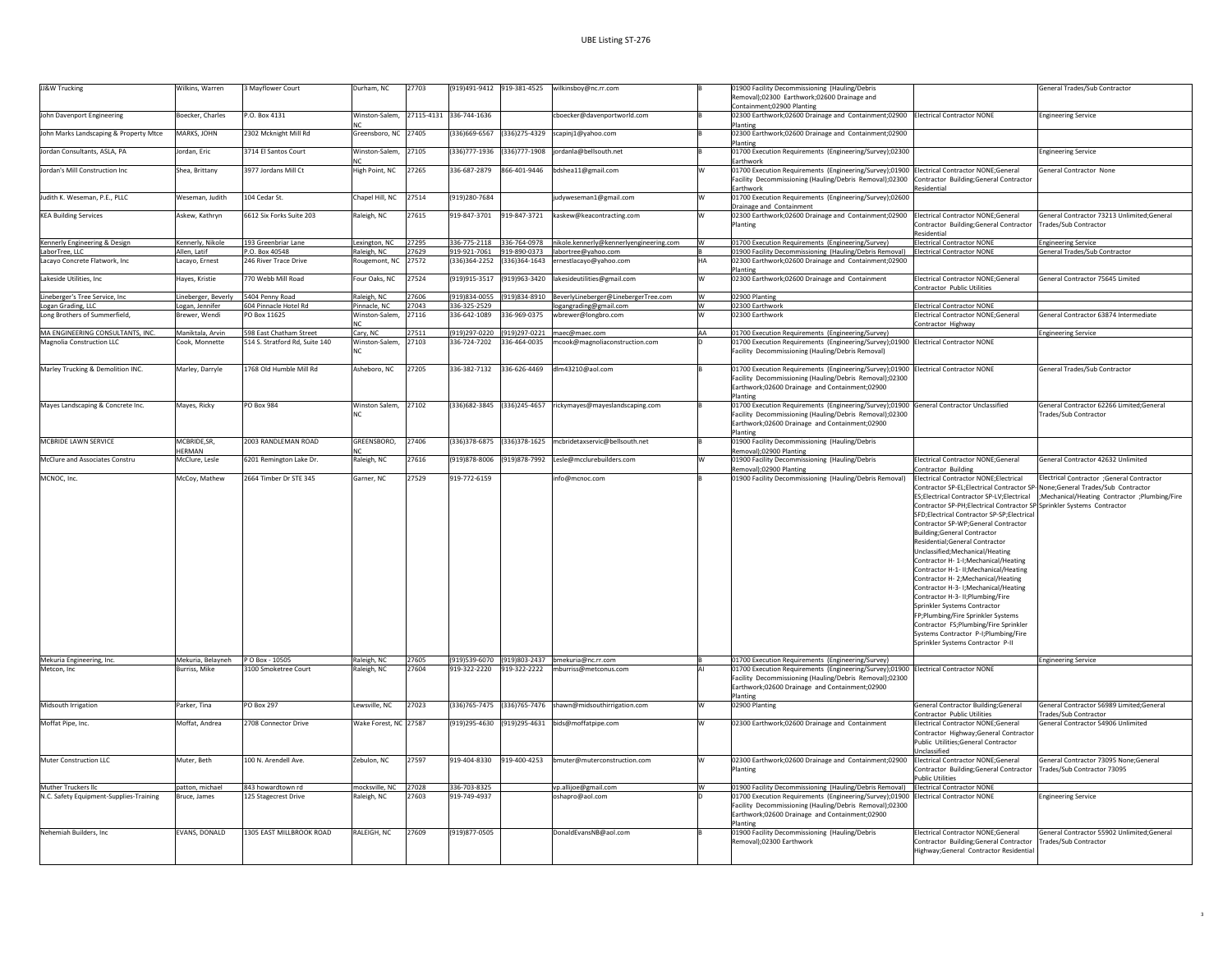# UBE Listing ST-276

| | | | | | | | | | | | |
|---|---|---|---|---|---|---|---|---|---|---|---|
| JJ&W Trucking | Wilkins, Warren | 3 Mayflower Court | Durham, NC | 27703 | (919)491-9412 | 919-381-4525 | wilkinsboy@nc.rr.com | B | 01900 Facility Decommissioning (Hauling/Debris Removal);02300 Earthwork;02600 Drainage and Containment;02900 Planting | | General Trades/Sub Contractor |
| John Davenport Engineering | Boecker, Charles | P.O. Box 4131 | Winston-Salem, NC | 27115-4131 | 336-744-1636 | | cboecker@davenportworld.com | B | 02300 Earthwork;02600 Drainage and Containment;02900 Planting | Electrical Contractor NONE | Engineering Service |
| John Marks Landscaping & Property Mtce | MARKS, JOHN | 2302 Mcknight Mill Rd | Greensboro, NC | 27405 | (336)669-6567 | (336)275-4329 | scapinj1@yahoo.com | B | 02300 Earthwork;02600 Drainage and Containment;02900 Planting | | |
| Jordan Consultants, ASLA, PA | Jordan, Eric | 3714 El Santos Court | Winston-Salem, NC | 27105 | (336)777-1936 | (336)777-1908 | jordanla@bellsouth.net | B | 01700 Execution Requirements (Engineering/Survey);02300 Earthwork | | Engineering Service |
| Jordan's Mill Construction Inc | Shea, Brittany | 3977 Jordans Mill Ct | High Point, NC | 27265 | 336-687-2879 | 866-401-9446 | bdshea11@gmail.com | W | 01700 Execution Requirements (Engineering/Survey);01900 Facility Decommissioning (Hauling/Debris Removal);02300 Earthwork | Electrical Contractor NONE;General Contractor Building;General Contractor Residential | General Contractor None |
| Judith K. Weseman, P.E., PLLC | Weseman, Judith | 104 Cedar St. | Chapel Hill, NC | 27514 | (919)280-7684 | | judyweseman1@gmail.com | W | 01700 Execution Requirements (Engineering/Survey);02600 Drainage and Containment | | |
| KEA Building Services | Askew, Kathryn | 6612 Six Forks Suite 203 | Raleigh, NC | 27615 | 919-847-3701 | 919-847-3721 | kaskew@keacontracting.com | W | 02300 Earthwork;02600 Drainage and Containment;02900 Planting | Electrical Contractor NONE;General Contractor Building;General Contractor Residential | General Contractor 73213 Unlimited;General Trades/Sub Contractor |
| Kennerly Engineering & Design | Kennerly, Nikole | 193 Greenbriar Lane | Lexington, NC | 27295 | 336-775-2118 | 336-764-0978 | nikole.kennerly@kennerlyengineering.com | W | 01700 Execution Requirements (Engineering/Survey) | Electrical Contractor NONE | Engineering Service |
| LaborTree, LLC | Allen, Latif | P.O. Box 40548 | Raleigh, NC | 27629 | 919-921-7061 | 919-890-0373 | labortree@yahoo.com | B | 01900 Facility Decommissioning (Hauling/Debris Removal) | Electrical Contractor NONE | General Trades/Sub Contractor |
| Lacayo Concrete Flatwork, Inc | Lacayo, Ernest | 246 River Trace Drive | Rougemont, NC | 27572 | (336)364-2252 | (336)364-1643 | ernestlacayo@yahoo.com | HA | 02300 Earthwork;02600 Drainage and Containment;02900 Planting | | |
| Lakeside Utilities, Inc | Hayes, Kristie | 770 Webb Mill Road | Four Oaks, NC | 27524 | (919)915-3517 | (919)963-3420 | lakesideutilities@gmail.com | W | 02300 Earthwork;02600 Drainage and Containment | Electrical Contractor NONE;General Contractor Public Utilities | General Contractor 75645 Limited |
| Lineberger's Tree Service, Inc | Lineberger, Beverly | 5404 Penny Road | Raleigh, NC | 27606 | (919)834-0055 | (919)834-8910 | BeverlyLineberger@LinebergerTree.com | W | 02900 Planting | | |
| Logan Grading, LLC | Logan, Jennifer | 604 Pinnacle Hotel Rd | Pinnacle, NC | 27043 | 336-325-2529 | | logangrading@gmail.com | W | 02300 Earthwork | Electrical Contractor NONE | |
| Long Brothers of Summerfield, | Brewer, Wendi | PO Box 11625 | Winston-Salem, NC | 27116 | 336-642-1089 | 336-969-0375 | wbrewer@longbro.com | W | 02300 Earthwork | Electrical Contractor NONE;General Contractor Highway | General Contractor 63874 Intermediate |
| MA ENGINEERING CONSULTANTS, INC. | Maniktala, Arvin | 598 East Chatham Street | Cary, NC | 27511 | (919)297-0220 | (919)297-0221 | maec@maec.com | AA | 01700 Execution Requirements (Engineering/Survey) | | Engineering Service |
| Magnolia Construction LLC | Cook, Monnette | 514 S. Stratford Rd, Suite 140 | Winston-Salem, NC | 27103 | 336-724-7202 | 336-464-0035 | mcook@magnoliaconstruction.com | D | 01700 Execution Requirements (Engineering/Survey);01900 Facility Decommissioning (Hauling/Debris Removal) | Electrical Contractor NONE | |
| Marley Trucking & Demolition INC. | Marley, Darryle | 1768 Old Humble Mill Rd | Asheboro, NC | 27205 | 336-382-7132 | 336-626-4469 | dlm43210@aol.com | B | 01700 Execution Requirements (Engineering/Survey);01900 Facility Decommissioning (Hauling/Debris Removal);02300 Earthwork;02600 Drainage and Containment;02900 Planting | Electrical Contractor NONE | General Trades/Sub Contractor |
| Mayes Landscaping & Concrete Inc. | Mayes, Ricky | PO Box 984 | Winston Salem, NC | 27102 | (336)682-3845 | (336)245-4657 | rickymayes@mayeslandscaping.com | B | 01700 Execution Requirements (Engineering/Survey);01900 Facility Decommissioning (Hauling/Debris Removal);02300 Earthwork;02600 Drainage and Containment;02900 Planting | General Contractor Unclassified | General Contractor 62266 Limited;General Trades/Sub Contractor |
| MCBRIDE LAWN SERVICE | MCBRIDE,SR, HERMAN | 2003 RANDLEMAN ROAD | GREENSBORO, NC | 27406 | (336)378-6875 | (336)378-1625 | mcbridetaxservic@bellsouth.net | B | 01900 Facility Decommissioning (Hauling/Debris Removal);02900 Planting | | |
| McClure and Associates Constru | McClure, Lesle | 6201 Remington Lake Dr. | Raleigh, NC | 27616 | (919)878-8006 | (919)878-7992 | Lesle@mcclurebuilders.com | W | 01900 Facility Decommissioning (Hauling/Debris Removal);02900 Planting | Electrical Contractor NONE;General Contractor Building | General Contractor 42632 Unlimited |
| MCNOC, Inc. | McCoy, Mathew | 2664 Timber Dr STE 345 | Garner, NC | 27529 | 919-772-6159 | | info@mcnoc.com | B | 01900 Facility Decommissioning (Hauling/Debris Removal) | Electrical Contractor NONE;Electrical Contractor SP-EL;Electrical Contractor SP-ES;Electrical Contractor SP-LV;Electrical Contractor SP-PH;Electrical Contractor SP-SFD;Electrical Contractor SP-SP;Electrical Contractor SP-WP;General Contractor Building;General Contractor Residential;General Contractor Unclassified;Mechanical/Heating Contractor H- 1-I;Mechanical/Heating Contractor H-1- II;Mechanical/Heating Contractor H- 2;Mechanical/Heating Contractor H-3- I;Mechanical/Heating Contractor H-3- II;Plumbing/Fire Sprinkler Systems Contractor FP;Plumbing/Fire Sprinkler Systems Contractor FS;Plumbing/Fire Sprinkler Systems Contractor P-I;Plumbing/Fire Sprinkler Systems Contractor P-II | Electrical Contractor ;General Contractor None;General Trades/Sub Contractor ;Mechanical/Heating Contractor ;Plumbing/Fire Sprinkler Systems Contractor |
| Mekuria Engineering, Inc. | Mekuria, Belayneh | P O Box - 10505 | Raleigh, NC | 27605 | (919)539-6070 | (919)803-2437 | bmekuria@nc.rr.com | B | 01700 Execution Requirements (Engineering/Survey) | | Engineering Service |
| Metcon, Inc | Burriss, Mike | 3100 Smoketree Court | Raleigh, NC | 27604 | 919-322-2220 | 919-322-2222 | mburriss@metconus.com | AI | 01700 Execution Requirements (Engineering/Survey);01900 Facility Decommissioning (Hauling/Debris Removal);02300 Earthwork;02600 Drainage and Containment;02900 Planting | Electrical Contractor NONE | |
| Midsouth Irrigation | Parker, Tina | PO Box 297 | Lewsville, NC | 27023 | (336)765-7475 | (336)765-7476 | shawn@midsouthirrigation.com | W | 02900 Planting | General Contractor Building;General Contractor Public Utilities | General Contractor 56989 Limited;General Trades/Sub Contractor |
| Moffat Pipe, Inc. | Moffat, Andrea | 2708 Connector Drive | Wake Forest, NC | 27587 | (919)295-4630 | (919)295-4631 | bids@moffatpipe.com | W | 02300 Earthwork;02600 Drainage and Containment | Electrical Contractor NONE;General Contractor Highway;General Contractor Public Utilities;General Contractor Unclassified | General Contractor 54906 Unlimited |
| Muter Construction LLC | Muter, Beth | 100 N. Arendell Ave. | Zebulon, NC | 27597 | 919-404-8330 | 919-400-4253 | bmuter@muterconstruction.com | W | 02300 Earthwork;02600 Drainage and Containment;02900 Planting | Electrical Contractor NONE;General Contractor Building;General Contractor Public Utilities | General Contractor 73095 None;General Trades/Sub Contractor 73095 |
| Muther Truckers llc | patton, michael | 843 howardtown rd | mocksville, NC | 27028 | 336-703-8325 | | vp.allijoe@gmail.com | W | 01900 Facility Decommissioning (Hauling/Debris Removal) | Electrical Contractor NONE | |
| N.C. Safety Equipment-Supplies-Training | Bruce, James | 125 Stagecrest Drive | Raleigh, NC | 27603 | 919-749-4937 | | oshapro@aol.com | D | 01700 Execution Requirements (Engineering/Survey);01900 Facility Decommissioning (Hauling/Debris Removal);02300 Earthwork;02600 Drainage and Containment;02900 Planting | Electrical Contractor NONE | Engineering Service |
| Nehemiah Builders, Inc | EVANS, DONALD | 1305 EAST MILLBROOK ROAD | RALEIGH, NC | 27609 | (919)877-0505 | | DonaldEvansNB@aol.com | B | 01900 Facility Decommissioning (Hauling/Debris Removal);02300 Earthwork | Electrical Contractor NONE;General Contractor Building;General Contractor Highway;General Contractor Residential | General Contractor 55902 Unlimited;General Trades/Sub Contractor |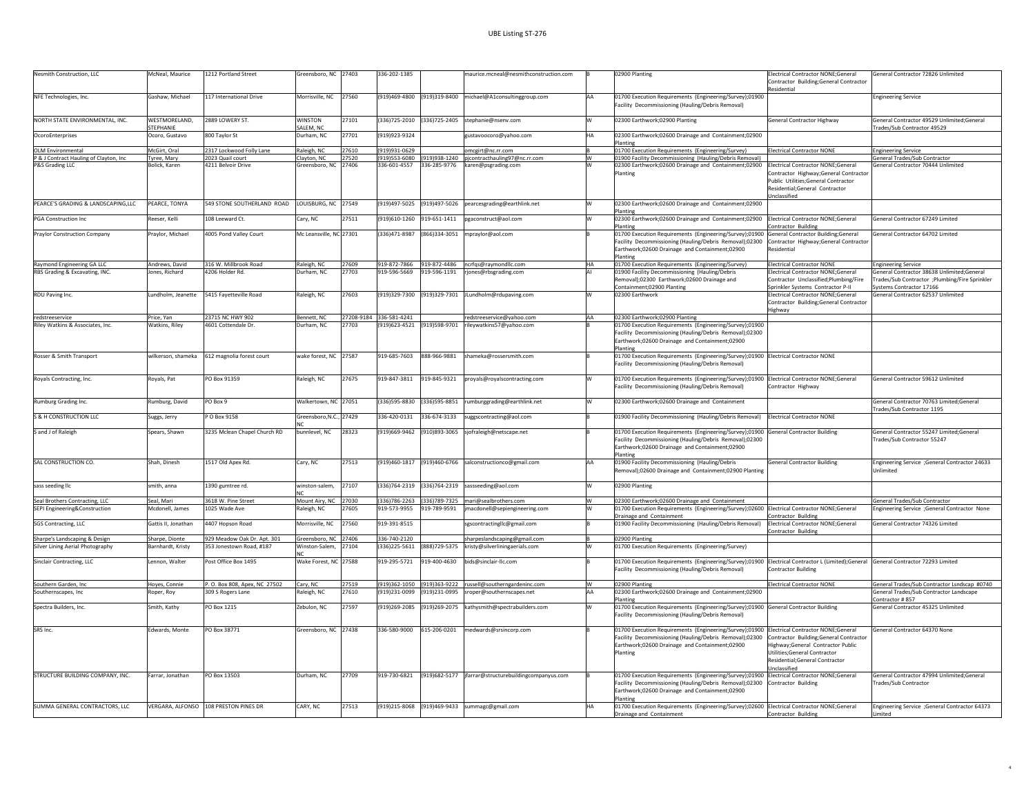# UBE Listing ST-276

| | | | | | | | | | | | |
|---|---|---|---|---|---|---|---|---|---|---|---|
| Nesmith Construction, LLC | McNeal, Maurice | 1212 Portland Street | Greensboro, NC | 27403 | 336-202-1385 | | maurice.mcneal@nesmithconstruction.com | B | 02900 Planting | Electrical Contractor NONE;General Contractor Building;General Contractor Residential | General Contractor 72826 Unlimited |
| NFE Technologies, Inc. | Gashaw, Michael | 117 International Drive | Morrisville, NC | 27560 | (919)469-4800 | (919)319-8400 | michael@A1consultinggroup.com | AA | 01700 Execution Requirements (Engineering/Survey);01900 Facility Decommissioning (Hauling/Debris Removal) | | Engineering Service |
| NORTH STATE ENVIRONMENTAL, INC. | WESTMORELAND, STEPHANIE | 2889 LOWERY ST. | WINSTON SALEM, NC | 27101 | (336)725-2010 | (336)725-2405 | stephanie@nsenv.com | W | 02300 Earthwork;02900 Planting | General Contractor Highway | General Contractor 49529 Unlimited;General Trades/Sub Contractor 49529 |
| OcoroEnterprises | Ocoro, Gustavo | 800 Taylor St | Durham, NC | 27701 | (919)923-9324 | | gustavoocoro@yahoo.com | HA | 02300 Earthwork;02600 Drainage and Containment;02900 Planting | | |
| OLM Environmental | McGirt, Oral | 2317 Lockwood Folly Lane | Raleigh, NC | 27610 | (919)931-0629 | | omcgirt@nc.rr.com | B | 01700 Execution Requirements (Engineering/Survey) | Electrical Contractor NONE | Engineering Service |
| P & J Contract Hauling of Clayton, Inc | Tyree, Mary | 2023 Quail court | Clayton, NC | 27520 | (919)553-6080 | (919)938-1240 | pjcontracthauling97@nc.rr.com | W | 01900 Facility Decommissioning (Hauling/Debris Removal) | | General Trades/Sub Contractor |
| P&S Grading LLC | Bolick, Karen | 4211 Belvoir Drive | Greensboro, NC | 27406 | 336-601-4557 | 336-285-9776 | karen@psgrading.com | W | 02300 Earthwork;02600 Drainage and Containment;02900 Planting | Electrical Contractor NONE;General Contractor Highway;General Contractor Public Utilities;General Contractor Residential;General Contractor Unclassified | General Contractor 70444 Unlimited |
| PEARCE'S GRADING & LANDSCAPING,LLC | PEARCE, TONYA | 549 STONE SOUTHERLAND ROAD | LOUISBURG, NC | 27549 | (919)497-5025 | (919)497-5026 | pearcesgrading@earthlink.net | W | 02300 Earthwork;02600 Drainage and Containment;02900 Planting | | |
| PGA Construction Inc | Reeser, Kelli | 108 Leeward Ct. | Cary, NC | 27511 | (919)610-1260 | 919-651-1411 | pgaconstruct@aol.com | W | 02300 Earthwork;02600 Drainage and Containment;02900 Planting | Electrical Contractor NONE;General Contractor Building | General Contractor 67249 Limited |
| Praylor Construction Company | Praylor, Michael | 4005 Pond Valley Court | Mc Leansville, NC | 27301 | (336)471-8987 | (866)334-3051 | mpraylor@aol.com | B | 01700 Execution Requirements (Engineering/Survey);01900 Facility Decommissioning (Hauling/Debris Removal);02300 Earthwork;02600 Drainage and Containment;02900 Planting | General Contractor Building;General Contractor Highway;General Contractor Residential | General Contractor 64702 Limited |
| Raymond Engineering GA LLC | Andrews, David | 316 W. Millbrook Road | Raleigh, NC | 27609 | 919-872-7866 | 919-872-4486 | ncrfqs@raymondllc.com | HA | 01700 Execution Requirements (Engineering/Survey) | Electrical Contractor NONE | Engineering Service |
| RBS Grading & Excavating, INC. | Jones, Richard | 4206 Holder Rd. | Durham, NC | 27703 | 919-596-5669 | 919-596-1191 | rjones@rbsgrading.com | AI | 01900 Facility Decommissioning (Hauling/Debris Removal);02300 Earthwork;02600 Drainage and Containment;02900 Planting | Electrical Contractor NONE;General Contractor Unclassified;Plumbing/Fire Sprinkler Systems Contractor P-II | General Contractor 38638 Unlimited;General Trades/Sub Contractor ;Plumbing/Fire Sprinkler Systems Contractor 17166 |
| RDU Paving Inc. | Lundholm, Jeanette | 5415 Fayetteville Road | Raleigh, NC | 27603 | (919)329-7300 | (919)329-7301 | JLundholm@rdupaving.com | W | 02300 Earthwork | Electrical Contractor NONE;General Contractor Building;General Contractor Highway | General Contractor 62537 Unlimited |
| redstreeservice | Price, Yan | 23715 NC HWY 902 | Bennett, NC | 27208-9184 | 336-581-4241 | | redstreeservice@yahoo.com | AA | 02300 Earthwork;02900 Planting | | |
| Riley Watkins & Associates, Inc. | Watkins, Riley | 4601 Cottendale Dr. | Durham, NC | 27703 | (919)623-4521 | (919)598-9701 | rileywatkins57@yahoo.com | B | 01700 Execution Requirements (Engineering/Survey);01900 Facility Decommissioning (Hauling/Debris Removal);02300 Earthwork;02600 Drainage and Containment;02900 Planting | | |
| Rosser & Smith Transport | wilkerson, shameka | 612 magnolia forest court | wake forest, NC | 27587 | 919-685-7603 | 888-966-9881 | shameka@rossersmith.com | B | 01700 Execution Requirements (Engineering/Survey);01900 Facility Decommissioning (Hauling/Debris Removal) | Electrical Contractor NONE | |
| Royals Contracting, Inc. | Royals, Pat | PO Box 91359 | Raleigh, NC | 27675 | 919-847-3811 | 919-845-9321 | proyals@royalscontracting.com | W | 01700 Execution Requirements (Engineering/Survey);01900 Facility Decommissioning (Hauling/Debris Removal) | Electrical Contractor NONE;General Contractor Highway | General Contractor 59612 Unlimited |
| Rumburg Grading Inc. | Rumburg, David | PO Box 9 | Walkertown, NC | 27051 | (336)595-8830 | (336)595-8851 | rumburggrading@earthlink.net | W | 02300 Earthwork;02600 Drainage and Containment | | General Contractor 70763 Limited;General Trades/Sub Contractor 1195 |
| S & H CONSTRUCTION LLC | Suggs, Jerry | P O Box 9158 | Greensboro,N.C., NC | 27429 | 336-420-0131 | 336-674-3133 | suggscontracting@aol.com | B | 01900 Facility Decommissioning (Hauling/Debris Removal) | Electrical Contractor NONE | |
| S and J of Raleigh | Spears, Shawn | 3235 Mclean Chapel Church RD | bunnlevel, NC | 28323 | (919)669-9462 | (910)893-3065 | sjofraleigh@netscape.net | B | 01700 Execution Requirements (Engineering/Survey);01900 Facility Decommissioning (Hauling/Debris Removal);02300 Earthwork;02600 Drainage and Containment;02900 Planting | General Contractor Building | General Contractor 55247 Limited;General Trades/Sub Contractor 55247 |
| SAL CONSTRUCTION CO. | Shah, Dinesh | 1517 Old Apex Rd. | Cary, NC | 27513 | (919)460-1817 | (919)460-6766 | salconstructionco@gmail.com | AA | 01900 Facility Decommissioning (Hauling/Debris Removal);02600 Drainage and Containment;02900 Planting | General Contractor Building | Engineering Service ;General Contractor 24633 Unlimited |
| sass seeding llc | smith, anna | 1390 gumtree rd. | winston-salem, NC | 27107 | (336)764-2319 | (336)764-2319 | sassseeding@aol.com | W | 02900 Planting | | |
| Seal Brothers Contracting, LLC | Seal, Mari | 3618 W. Pine Street | Mount Airy, NC | 27030 | (336)786-2263 | (336)789-7325 | mari@sealbrothers.com | W | 02300 Earthwork;02600 Drainage and Containment | | General Trades/Sub Contractor |
| SEPI Engineering&Construction | Mcdonell, James | 1025 Wade Ave | Raleigh, NC | 27605 | 919-573-9955 | 919-789-9591 | jmacdonell@sepiengineering.com | W | 01700 Execution Requirements (Engineering/Survey);02600 Drainage and Containment | Electrical Contractor NONE;General Contractor Building | Engineering Service ;General Contractor None |
| SGS Contracting, LLC | Gattis II, Jonathan | 4407 Hopson Road | Morrisville, NC | 27560 | 919-391-8515 | | sgscontractingllc@gmail.com | B | 01900 Facility Decommissioning (Hauling/Debris Removal) | Electrical Contractor NONE;General Contractor Building | General Contractor 74326 Limited |
| Sharpe's Landscaping & Design | Sharpe, Dionte | 929 Meadow Oak Dr. Apt. 301 | Greensboro, NC | 27406 | 336-740-2120 | | sharpeslandscaping@gmail.com | B | 02900 Planting | | |
| Silver Lining Aerial Photography | Barnhardt, Kristy | 353 Jonestown Road, #187 | Winston-Salem, NC | 27104 | (336)225-5611 | (888)729-5375 | kristy@silverliningaerials.com | W | 01700 Execution Requirements (Engineering/Survey) | | |
| Sinclair Contracting, LLC | Lennon, Walter | Post Office Box 1495 | Wake Forest, NC | 27588 | 919-295-5721 | 919-400-4630 | bids@sinclair-llc.com | B | 01700 Execution Requirements (Engineering/Survey);01900 Facility Decommissioning (Hauling/Debris Removal) | Electrical Contractor L (Limited);General Contractor Building | General Contractor 72293 Limited |
| Southern Garden, Inc | Hoyes, Connie | P. O. Box 808, Apex, NC 27502 | Cary, NC | 27519 | (919)362-1050 | (919)363-9222 | russell@southerngardeninc.com | W | 02900 Planting | Electrical Contractor NONE | General Trades/Sub Contractor Lsndscap #0740 |
| Southernscapes, Inc | Roper, Roy | 309 S Rogers Lane | Raleigh, NC | 27610 | (919)231-0099 | (919)231-0995 | sroper@southernscapes.net | AA | 02300 Earthwork;02600 Drainage and Containment;02900 Planting | | General Trades/Sub Contractor Landscape Contractor # 857 |
| Spectra Builders, Inc. | Smith, Kathy | PO Box 1215 | Zebulon, NC | 27597 | (919)269-2085 | (919)269-2075 | kathysmith@spectrabuilders.com | W | 01700 Execution Requirements (Engineering/Survey);01900 Facility Decommissioning (Hauling/Debris Removal) | General Contractor Building | General Contractor 45325 Unlimited |
| SRS Inc. | Edwards, Monte | PO Box 38771 | Greensboro, NC | 27438 | 336-580-9000 | 615-206-0201 | medwards@srsincorp.com | B | 01700 Execution Requirements (Engineering/Survey);01900 Facility Decommissioning (Hauling/Debris Removal);02300 Earthwork;02600 Drainage and Containment;02900 Planting | Electrical Contractor NONE;General Contractor Building;General Contractor Highway;General Contractor Public Utilities;General Contractor Residential;General Contractor Unclassified | General Contractor 64370 None |
| STRUCTURE BUILDING COMPANY, INC. | Farrar, Jonathan | PO Box 13503 | Durham, NC | 27709 | 919-730-6821 | (919)682-5177 | jfarrar@structurebuildingcompanyus.com | B | 01700 Execution Requirements (Engineering/Survey);01900 Facility Decommissioning (Hauling/Debris Removal);02300 Earthwork;02600 Drainage and Containment;02900 Planting | Electrical Contractor NONE;General Contractor Building | General Contractor 47994 Unlimited;General Trades/Sub Contractor |
| SUMMA GENERAL CONTRACTORS, LLC | VERGARA, ALFONSO | 108 PRESTON PINES DR | CARY, NC | 27513 | (919)215-8068 | (919)469-9433 | summagc@gmail.com | HA | 01700 Execution Requirements (Engineering/Survey);02600 Drainage and Containment | Electrical Contractor NONE;General Contractor Building | Engineering Service ;General Contractor 64373 Limited |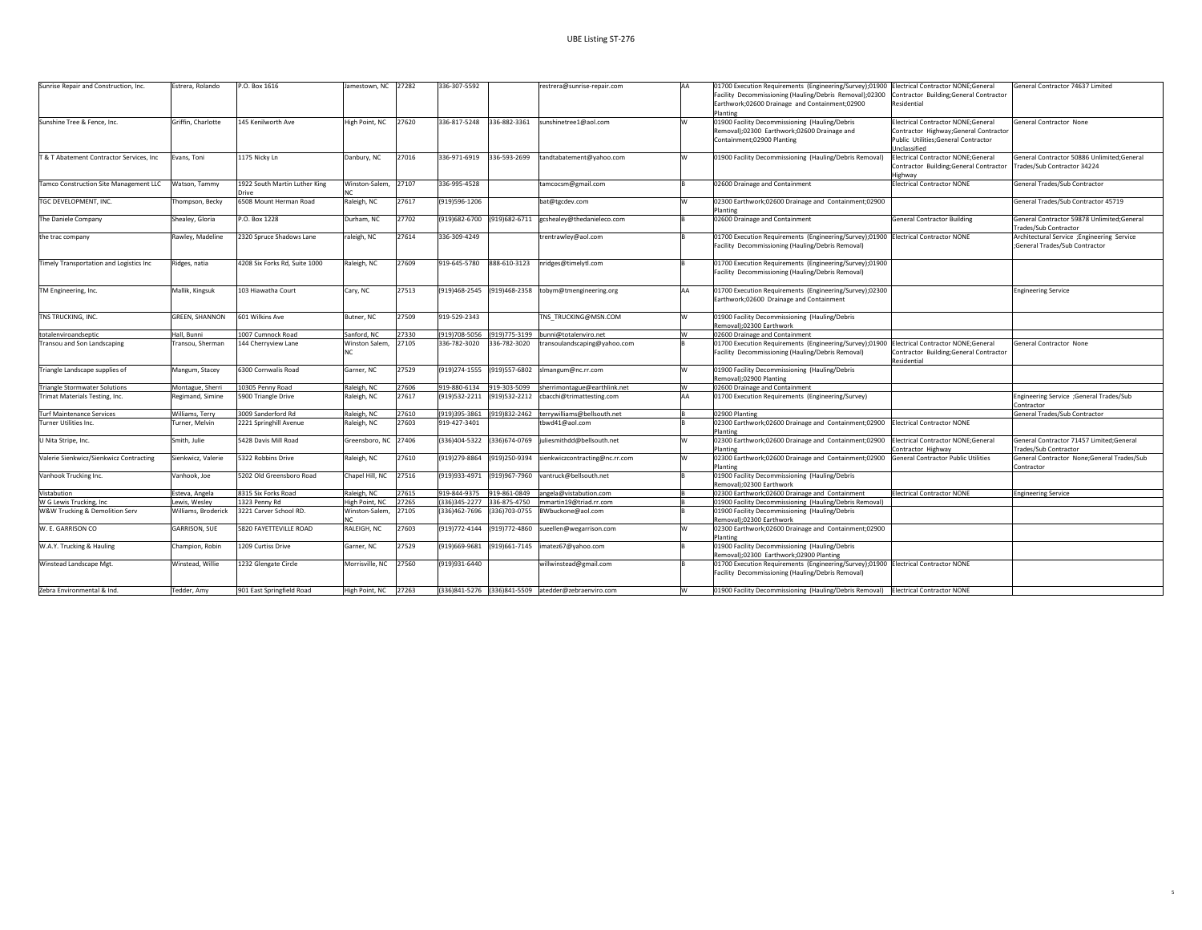| | | | | | | | | | | | |
|---|---|---|---|---|---|---|---|---|---|---|---|
| Sunrise Repair and Construction, Inc. | Estrera, Rolando | P.O. Box 1616 | Jamestown, NC | 27282 | 336-307-5592 | | restrera@sunrise-repair.com | AA | 01700 Execution Requirements (Engineering/Survey);01900 Facility Decommissioning (Hauling/Debris Removal);02300 Earthwork;02600 Drainage and Containment;02900 Planting | Electrical Contractor NONE;General Contractor Building;General Contractor Residential | General Contractor 74637 Limited |
| Sunshine Tree & Fence, Inc. | Griffin, Charlotte | 145 Kenilworth Ave | High Point, NC | 27620 | 336-817-5248 | 336-882-3361 | sunshinetree1@aol.com | W | 01900 Facility Decommissioning (Hauling/Debris Removal);02300 Earthwork;02600 Drainage and Containment;02900 Planting | Electrical Contractor NONE;General Contractor Highway;General Contractor Public Utilities;General Contractor Unclassified | General Contractor None |
| T & T Abatement Contractor Services, Inc | Evans, Toni | 1175 Nicky Ln | Danbury, NC | 27016 | 336-971-6919 | 336-593-2699 | tandtabatement@yahoo.com | W | 01900 Facility Decommissioning (Hauling/Debris Removal) | Electrical Contractor NONE;General Contractor Building;General Contractor Highway | General Contractor 50886 Unlimited;General Trades/Sub Contractor 34224 |
| Tamco Construction Site Management LLC | Watson, Tammy | 1922 South Martin Luther King Drive | Winston-Salem, NC | 27107 | 336-995-4528 | | tamcocsm@gmail.com | B | 02600 Drainage and Containment | Electrical Contractor NONE | General Trades/Sub Contractor |
| TGC DEVELOPMENT, INC. | Thompson, Becky | 6508 Mount Herman Road | Raleigh, NC | 27617 | (919)596-1206 | | bat@tgcdev.com | W | 02300 Earthwork;02600 Drainage and Containment;02900 Planting | | General Trades/Sub Contractor 45719 |
| The Daniele Company | Shealey, Gloria | P.O. Box 1228 | Durham, NC | 27702 | (919)682-6700 | (919)682-6711 | gcshealey@thedanieleco.com | B | 02600 Drainage and Containment | General Contractor Building | General Contractor 59878 Unlimited;General Trades/Sub Contractor |
| the trac company | Rawley, Madeline | 2320 Spruce Shadows Lane | raleigh, NC | 27614 | 336-309-4249 | | trentrawley@aol.com | B | 01700 Execution Requirements (Engineering/Survey);01900 Facility Decommissioning (Hauling/Debris Removal) | Electrical Contractor NONE | Architectural Service ;Engineering Service ;General Trades/Sub Contractor |
| Timely Transportation and Logistics Inc | Ridges, natia | 4208 Six Forks Rd, Suite 1000 | Raleigh, NC | 27609 | 919-645-5780 | 888-610-3123 | nridges@timelytl.com | B | 01700 Execution Requirements (Engineering/Survey);01900 Facility Decommissioning (Hauling/Debris Removal) | | |
| TM Engineering, Inc. | Mallik, Kingsuk | 103 Hiawatha Court | Cary, NC | 27513 | (919)468-2545 | (919)468-2358 | tobym@tmengineering.org | AA | 01700 Execution Requirements (Engineering/Survey);02300 Earthwork;02600 Drainage and Containment | | Engineering Service |
| TNS TRUCKING, INC. | GREEN, SHANNON | 601 Wilkins Ave | Butner, NC | 27509 | 919-529-2343 | | TNS_TRUCKING@MSN.COM | W | 01900 Facility Decommissioning (Hauling/Debris Removal);02300 Earthwork | | |
| totalenviroandseptic | Hall, Bunni | 1007 Cumnock Road | Sanford, NC | 27330 | (919)708-5056 | (919)775-3199 | bunni@totalenviro.net | W | 02600 Drainage and Containment | | |
| Transou and Son Landscaping | Transou, Sherman | 144 Cherryview Lane | Winston Salem, NC | 27105 | 336-782-3020 | 336-782-3020 | transoulandscaping@yahoo.com | B | 01700 Execution Requirements (Engineering/Survey);01900 Facility Decommissioning (Hauling/Debris Removal) | Electrical Contractor NONE;General Contractor Building;General Contractor Residential | General Contractor None |
| Triangle Landscape supplies of | Mangum, Stacey | 6300 Cornwalis Road | Garner, NC | 27529 | (919)274-1555 | (919)557-6802 | slmangum@nc.rr.com | W | 01900 Facility Decommissioning (Hauling/Debris Removal);02900 Planting | | |
| Triangle Stormwater Solutions | Montague, Sherri | 10305 Penny Road | Raleigh, NC | 27606 | 919-880-6134 | 919-303-5099 | sherrimontague@earthlink.net | W | 02600 Drainage and Containment | | |
| Trimat Materials Testing, Inc. | Regimand, Simine | 5900 Triangle Drive | Raleigh, NC | 27617 | (919)532-2211 | (919)532-2212 | cbacchi@trimattesting.com | AA | 01700 Execution Requirements (Engineering/Survey) | | Engineering Service ;General Trades/Sub Contractor |
| Turf Maintenance Services | Williams, Terry | 3009 Sanderford Rd | Raleigh, NC | 27610 | (919)395-3861 | (919)832-2462 | terrywilliams@bellsouth.net | B | 02900 Planting | | General Trades/Sub Contractor |
| Turner Utilities Inc. | Turner, Melvin | 2221 Springhill Avenue | Raleigh, NC | 27603 | 919-427-3401 | | tbwd41@aol.com | B | 02300 Earthwork;02600 Drainage and Containment;02900 Planting | Electrical Contractor NONE | |
| U Nita Stripe, Inc. | Smith, Julie | 5428 Davis Mill Road | Greensboro, NC | 27406 | (336)404-5322 | (336)674-0769 | juliesmithdd@bellsouth.net | W | 02300 Earthwork;02600 Drainage and Containment;02900 Planting | Electrical Contractor NONE;General Contractor Highway | General Contractor 71457 Limited;General Trades/Sub Contractor |
| Valerie Sienkwicz/Sienkwicz Contracting | Sienkwicz, Valerie | 5322 Robbins Drive | Raleigh, NC | 27610 | (919)279-8864 | (919)250-9394 | sienkwiczcontracting@nc.rr.com | W | 02300 Earthwork;02600 Drainage and Containment;02900 Planting | General Contractor Public Utilities | General Contractor None;General Trades/Sub Contractor |
| Vanhook Trucking Inc. | Vanhook, Joe | 5202 Old Greensboro Road | Chapel Hill, NC | 27516 | (919)933-4971 | (919)967-7960 | vantruck@bellsouth.net | B | 01900 Facility Decommissioning (Hauling/Debris Removal);02300 Earthwork | | |
| Vistabution | Esteva, Angela | 8315 Six Forks Road | Raleigh, NC | 27615 | 919-844-9375 | 919-861-0849 | angela@vistabution.com | B | 02300 Earthwork;02600 Drainage and Containment | Electrical Contractor NONE | Engineering Service |
| W G Lewis Trucking, Inc | Lewis, Wesley | 1323 Penny Rd | High Point, NC | 27265 | (336)345-2277 | 336-875-4750 | mmartin19@triad.rr.com | B | 01900 Facility Decommissioning (Hauling/Debris Removal) | | |
| W&W Trucking & Demolition Serv | Williams, Broderick | 3221 Carver School RD. | Winston-Salem, NC | 27105 | (336)462-7696 | (336)703-0755 | BWbuckone@aol.com | B | 01900 Facility Decommissioning (Hauling/Debris Removal);02300 Earthwork | | |
| W. E. GARRISON CO | GARRISON, SUE | 5820 FAYETTEVILLE ROAD | RALEIGH, NC | 27603 | (919)772-4144 | (919)772-4860 | sueellen@wegarrison.com | W | 02300 Earthwork;02600 Drainage and Containment;02900 Planting | | |
| W.A.Y. Trucking & Hauling | Champion, Robin | 1209 Curtiss Drive | Garner, NC | 27529 | (919)669-9681 | (919)661-7145 | imatez67@yahoo.com | B | 01900 Facility Decommissioning (Hauling/Debris Removal);02300 Earthwork;02900 Planting | | |
| Winstead Landscape Mgt. | Winstead, Willie | 1232 Glengate Circle | Morrisville, NC | 27560 | (919)931-6440 | | willwinstead@gmail.com | B | 01700 Execution Requirements (Engineering/Survey);01900 Facility Decommissioning (Hauling/Debris Removal) | Electrical Contractor NONE | |
| Zebra Environmental & Ind. | Tedder, Amy | 901 East Springfield Road | High Point, NC | 27263 | (336)841-5276 | (336)841-5509 | atedder@zebraenviro.com | W | 01900 Facility Decommissioning (Hauling/Debris Removal) | Electrical Contractor NONE | |